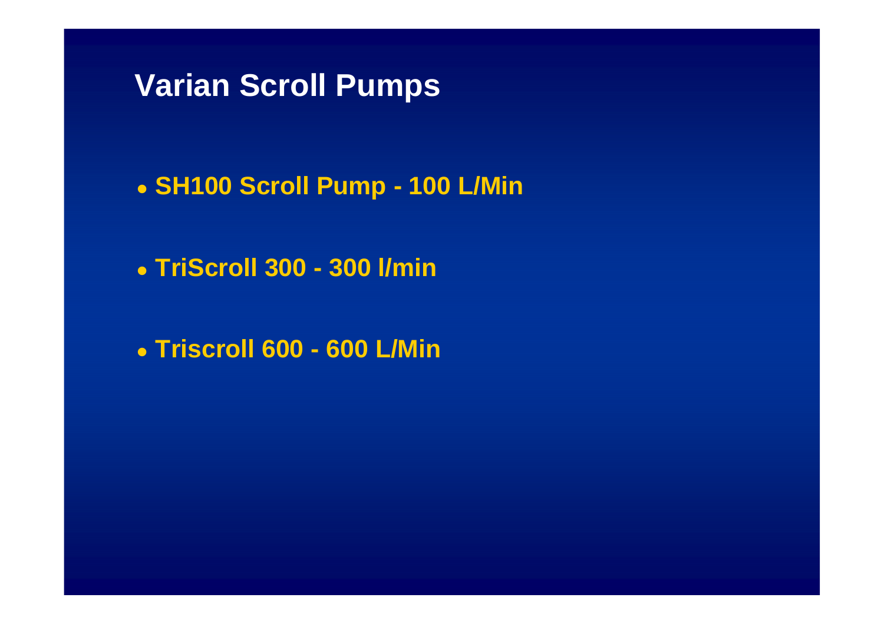# Varian Scroll Pumps

- **SH100 Scroll Pump - 100 L/Min**

- **TriScroll 300 - 300 l/min**

- **Triscroll 600 - 600 L/Min**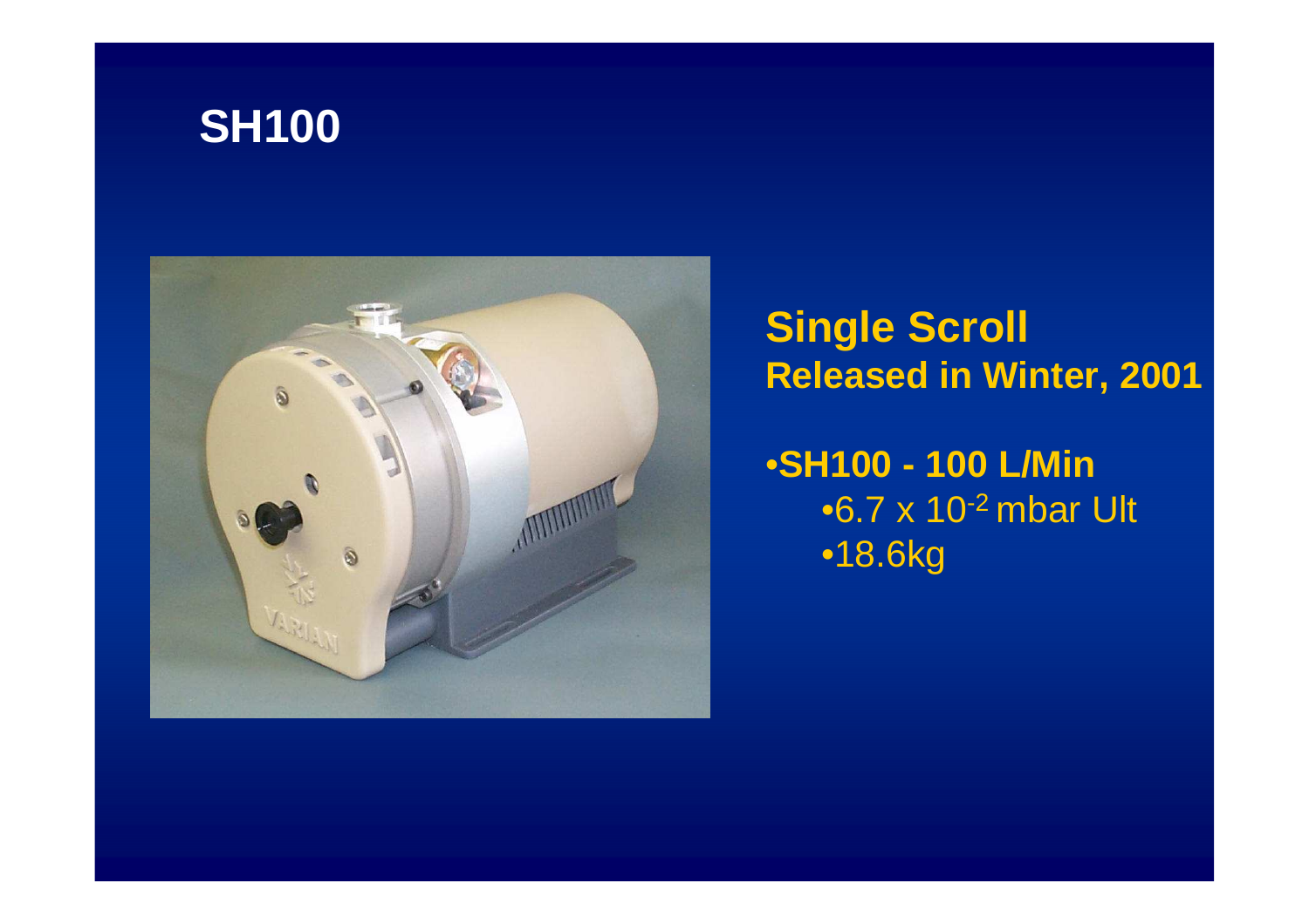# SH100

**Single Scroll**
**Released in Winter, 2001**

- **SH100 - 100 L/Min**
  - $6.7 \times 10^{-2}$ mbar Ult
  - 18.6kg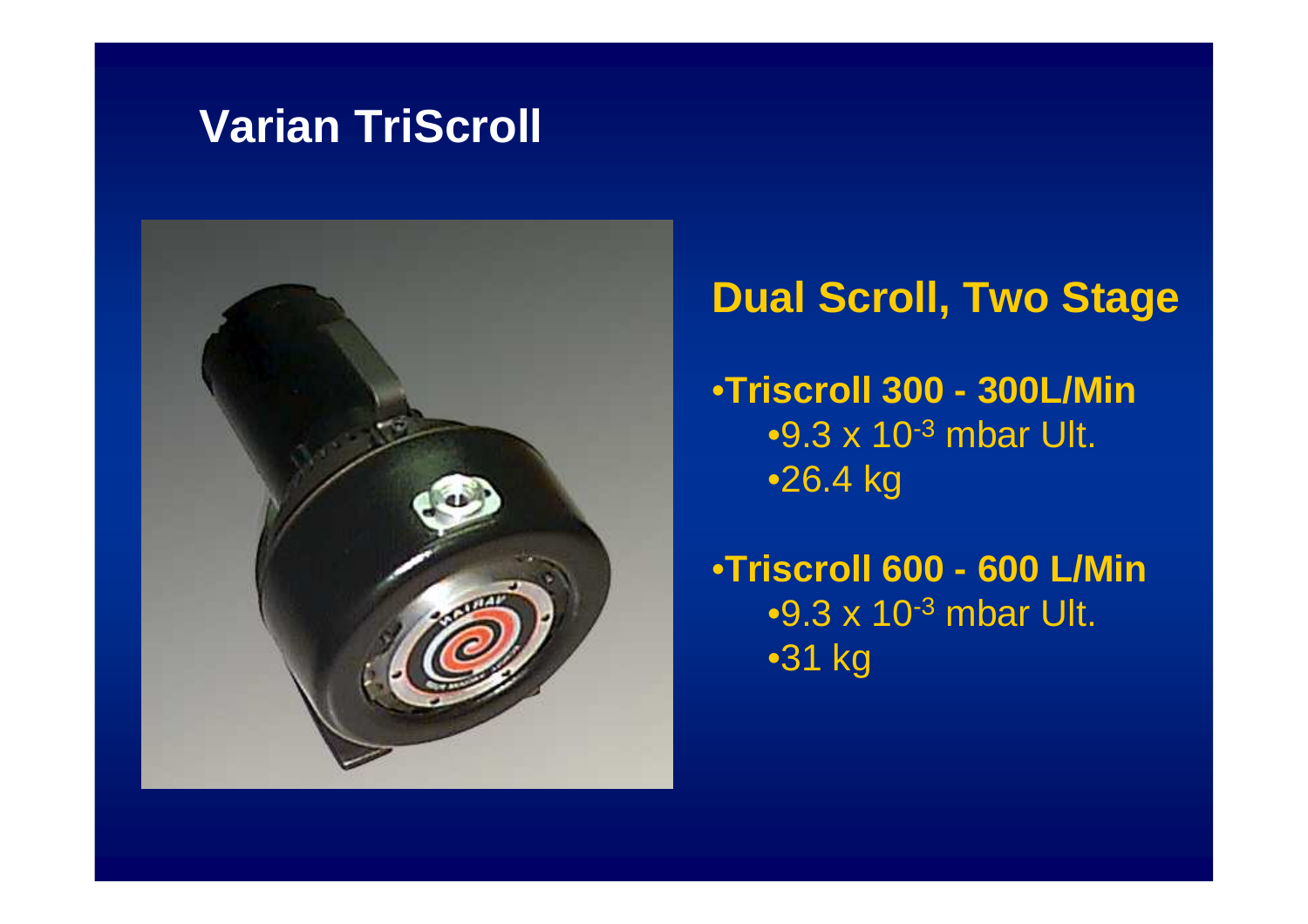# Varian TriScroll

## Dual Scroll, Two Stage

- **Triscroll 300 - 300L/Min**
  - $9.3 \times 10^{-3}$ mbar Ult.
  - 26.4 kg
- **Triscroll 600 - 600 L/Min**
  - $9.3 \times 10^{-3}$ mbar Ult.
  - 31 kg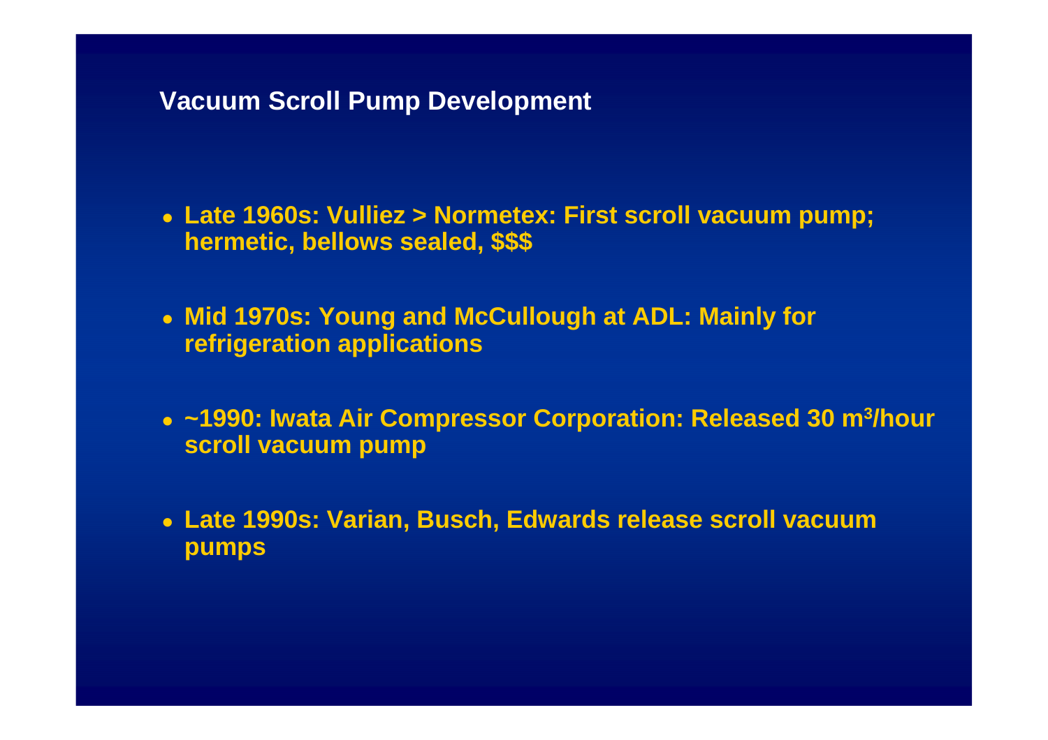## Vacuum Scroll Pump Development

- **Late 1960s: Vulliez > Normetex: First scroll vacuum pump; hermetic, bellows sealed, $$$**
- **Mid 1970s: Young and McCullough at ADL: Mainly for refrigeration applications**
- **~1990: Iwata Air Compressor Corporation: Released 30 $m^3$/hour scroll vacuum pump**
- **Late 1990s: Varian, Busch, Edwards release scroll vacuum pumps**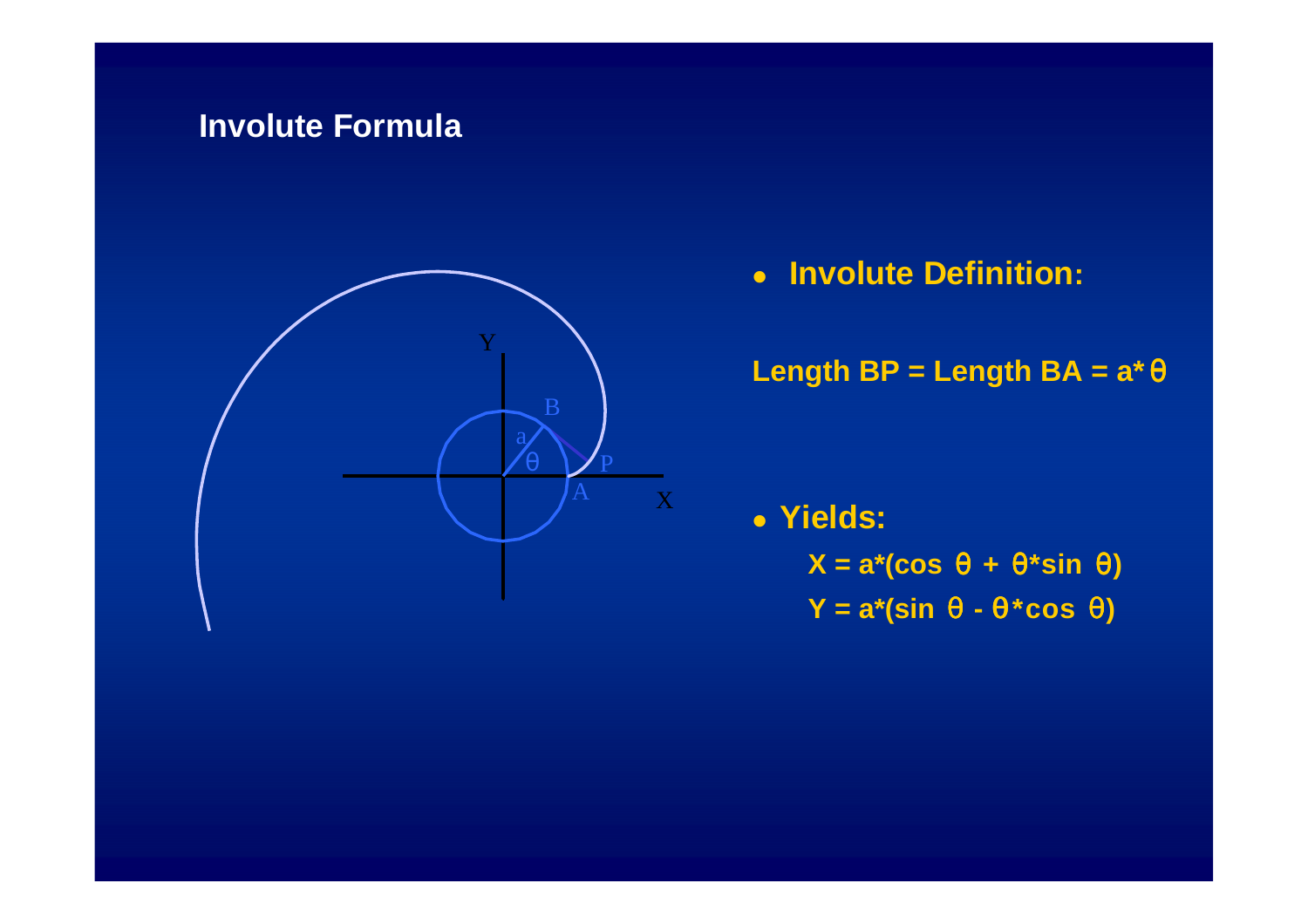# Involute Formula

- **Involute Definition:**

**Length BP = Length BA = $a*\theta$**

- **Yields:**

  **$X = a*(\cos\theta + \theta*\sin\theta)$**

  **$Y = a*(\sin\theta - \theta*\cos\theta)$**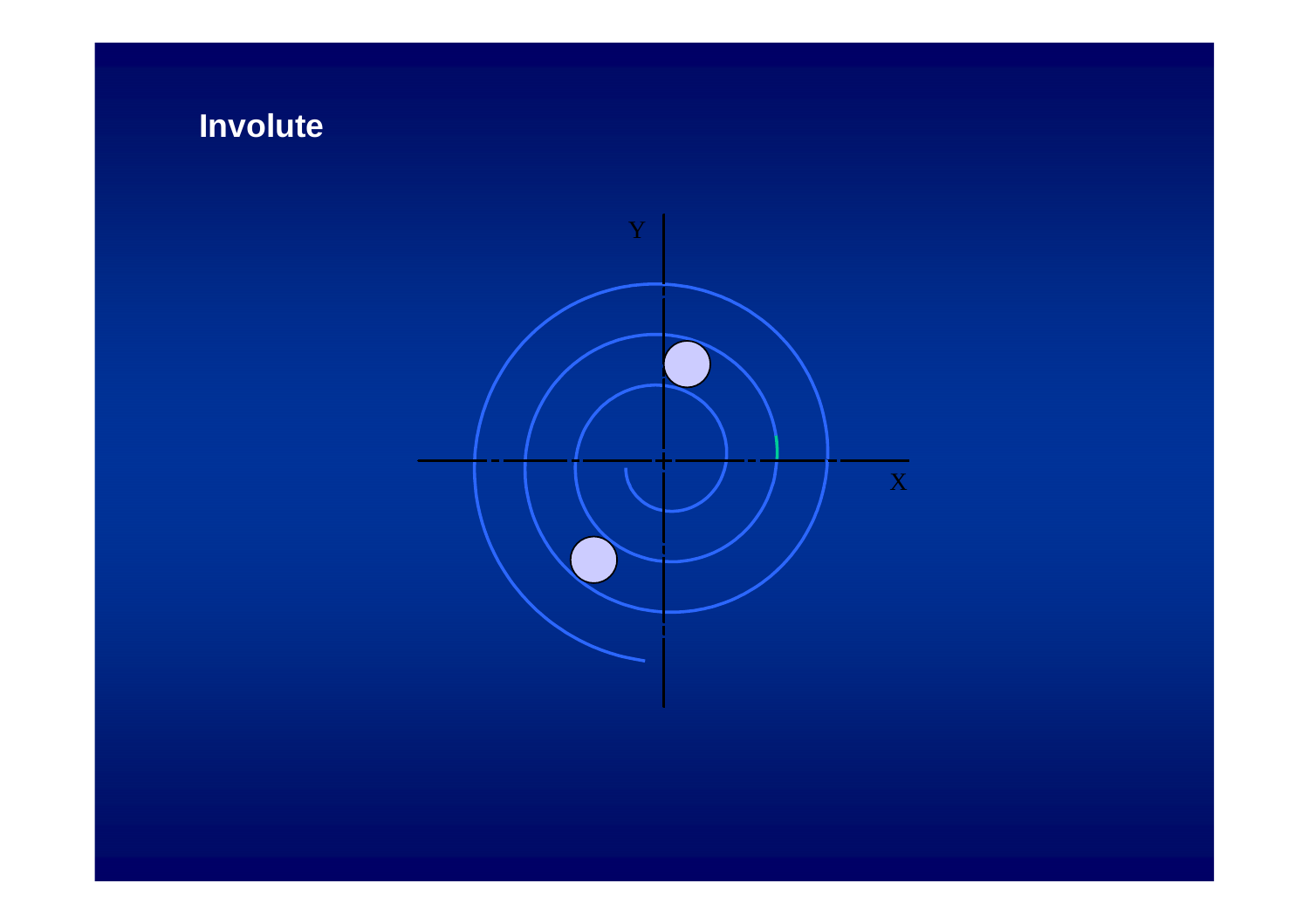# Involute

Y

X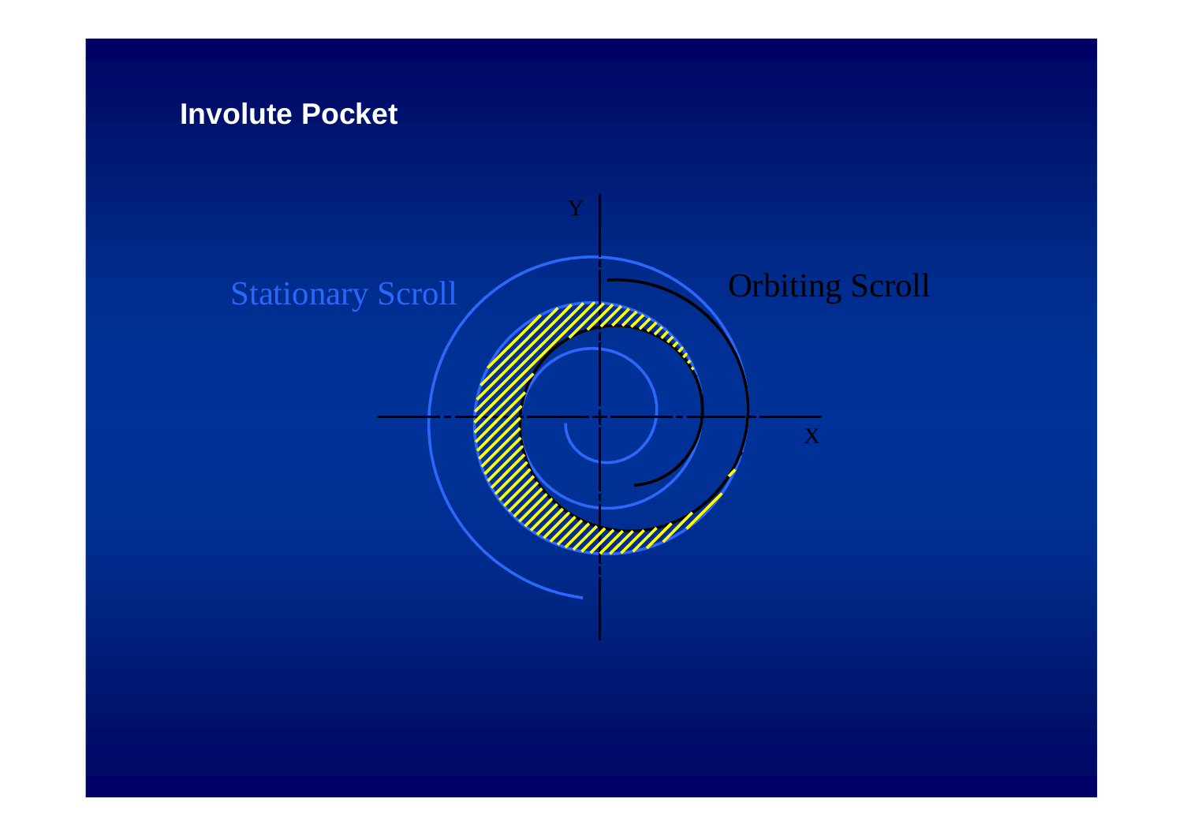# Involute Pocket

Stationary Scroll

Orbiting Scroll

Y

X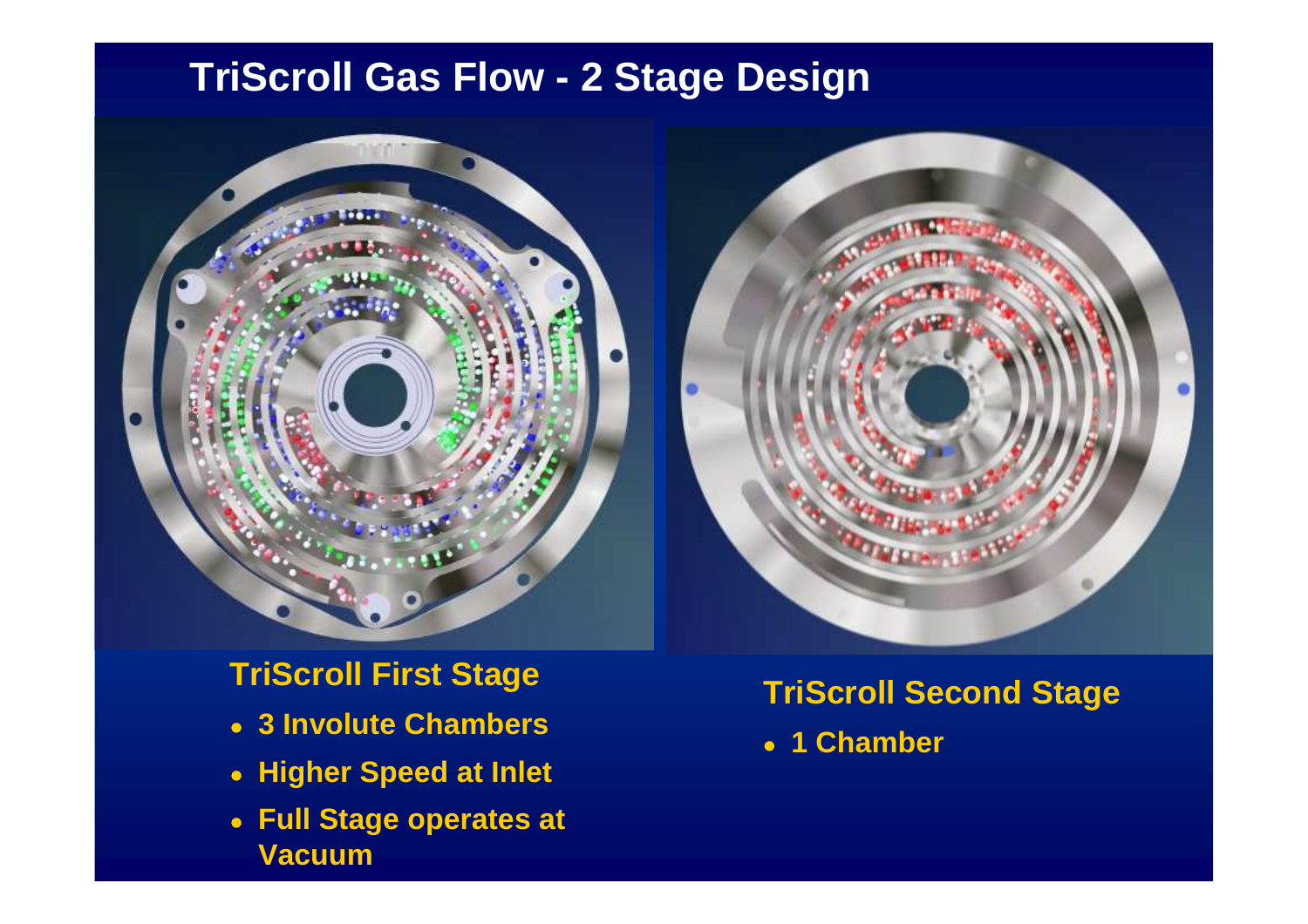# TriScroll Gas Flow - 2 Stage Design

## TriScroll First Stage

- 3 Involute Chambers
- Higher Speed at Inlet
- Full Stage operates at Vacuum

## TriScroll Second Stage

- 1 Chamber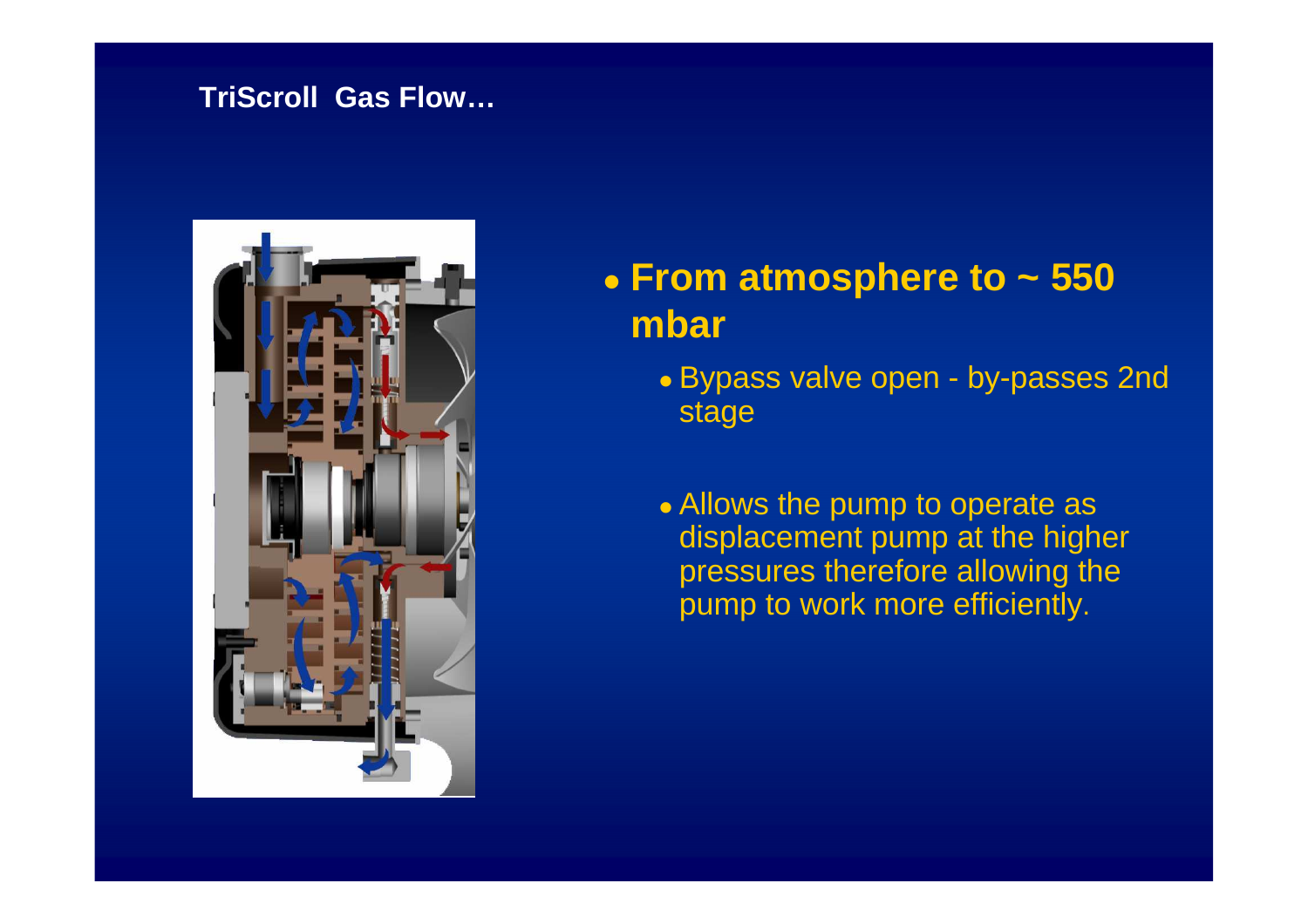## TriScroll Gas Flow…

- **From atmosphere to ~ 550 mbar**
  - Bypass valve open - by-passes 2nd stage
  - Allows the pump to operate as displacement pump at the higher pressures therefore allowing the pump to work more efficiently.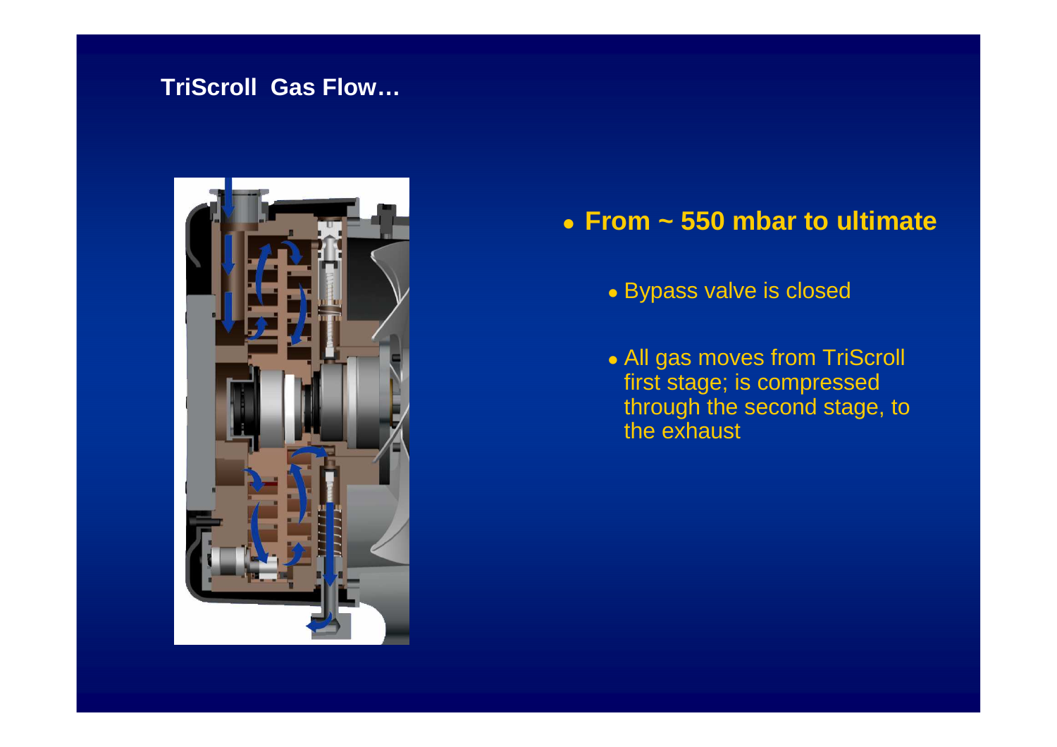## TriScroll Gas Flow…

- **From ~ 550 mbar to ultimate**
  - Bypass valve is closed
  - All gas moves from TriScroll first stage; is compressed through the second stage, to the exhaust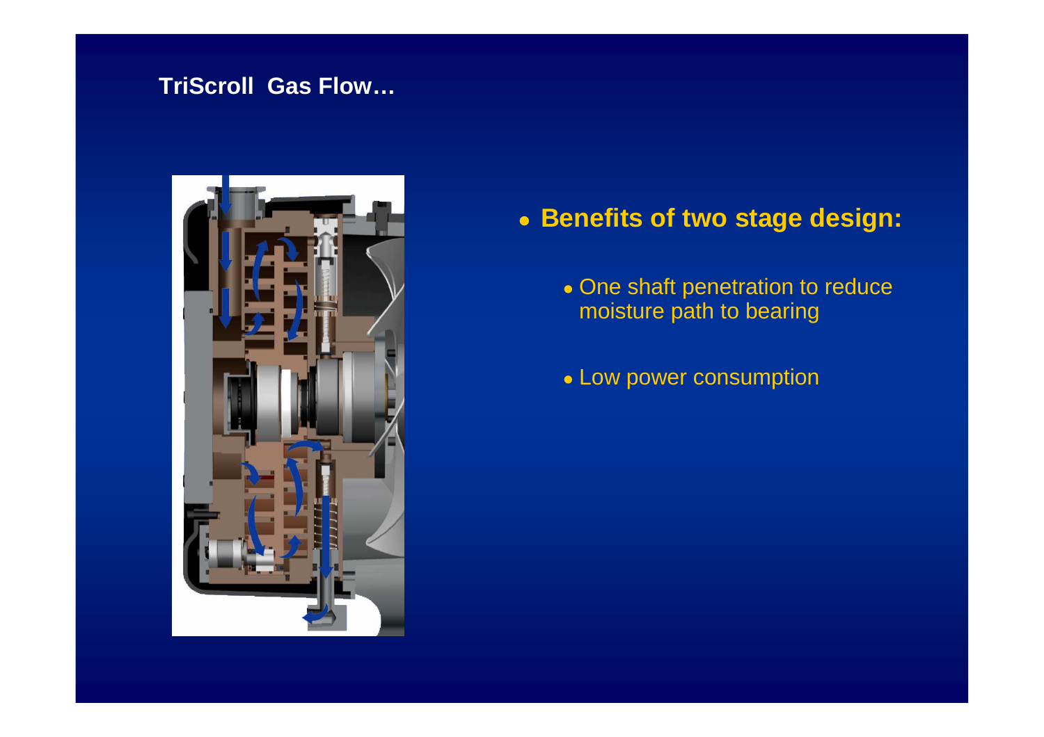## TriScroll Gas Flow…

- **Benefits of two stage design:**
  - One shaft penetration to reduce moisture path to bearing
  - Low power consumption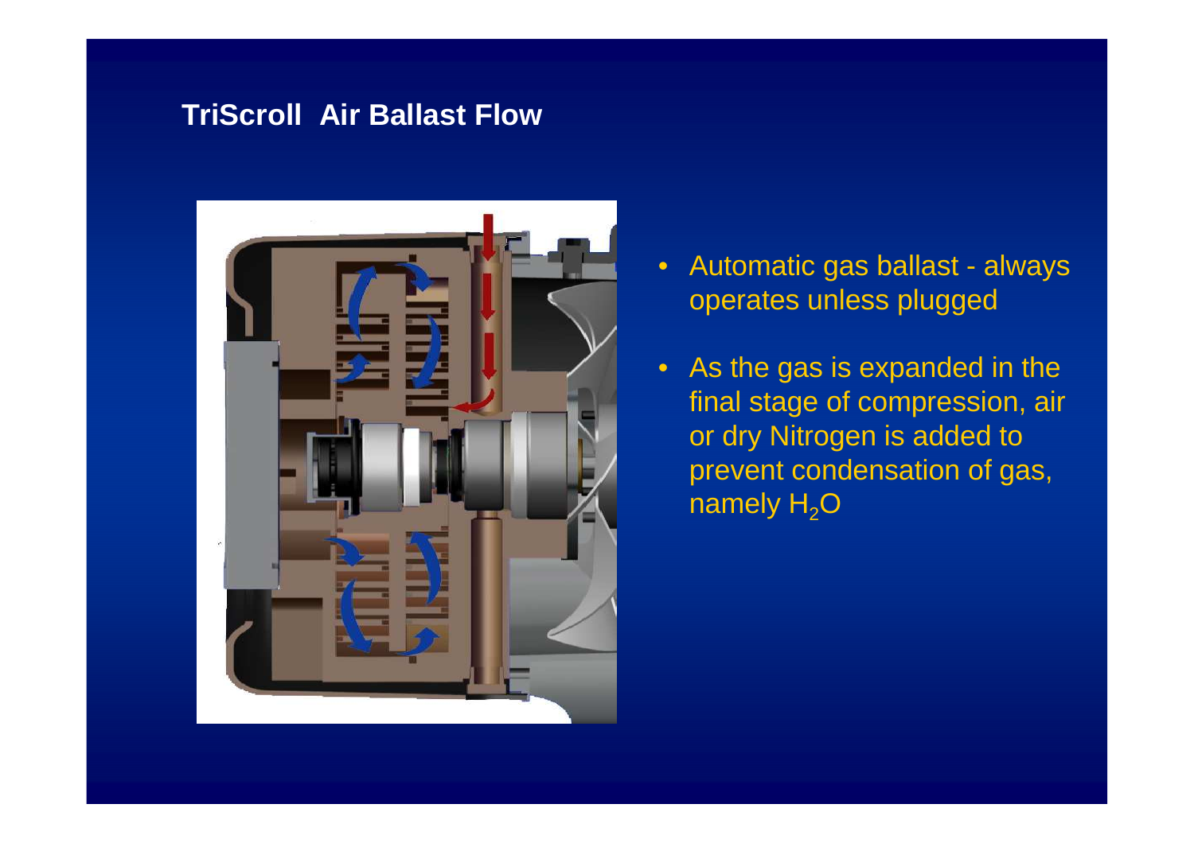# TriScroll Air Ballast Flow

- Automatic gas ballast - always operates unless plugged
- As the gas is expanded in the final stage of compression, air or dry Nitrogen is added to prevent condensation of gas, namely $H_2O$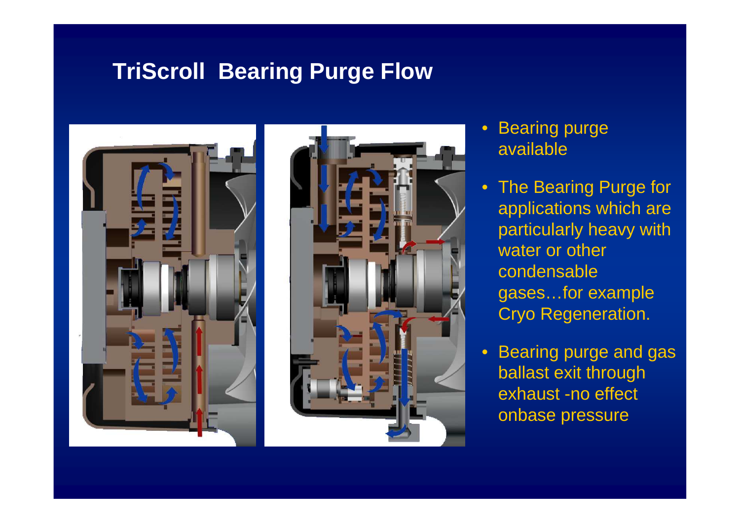# TriScroll Bearing Purge Flow

- Bearing purge available
- The Bearing Purge for applications which are particularly heavy with water or other condensable gases…for example Cryo Regeneration.
- Bearing purge and gas ballast exit through exhaust -no effect onbase pressure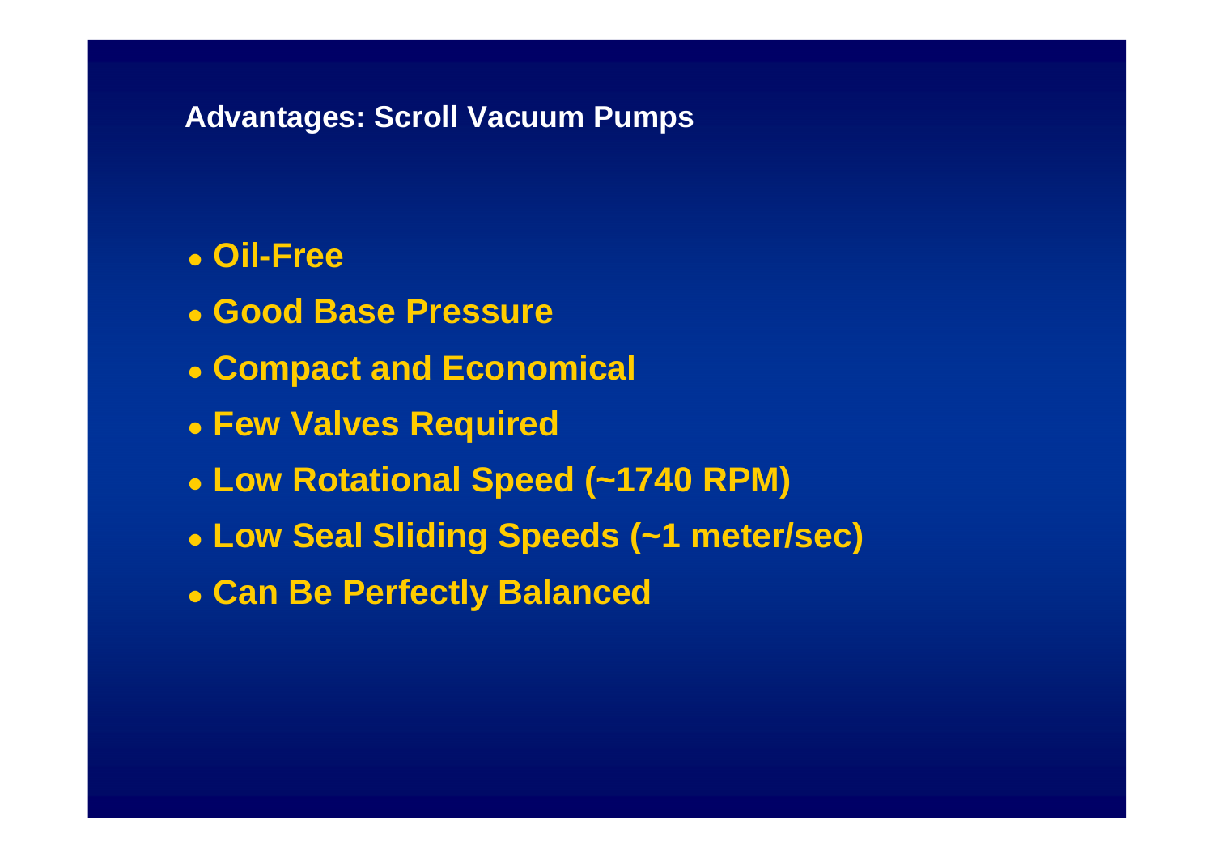## Advantages: Scroll Vacuum Pumps

- **Oil-Free**
- **Good Base Pressure**
- **Compact and Economical**
- **Few Valves Required**
- **Low Rotational Speed (~1740 RPM)**
- **Low Seal Sliding Speeds (~1 meter/sec)**
- **Can Be Perfectly Balanced**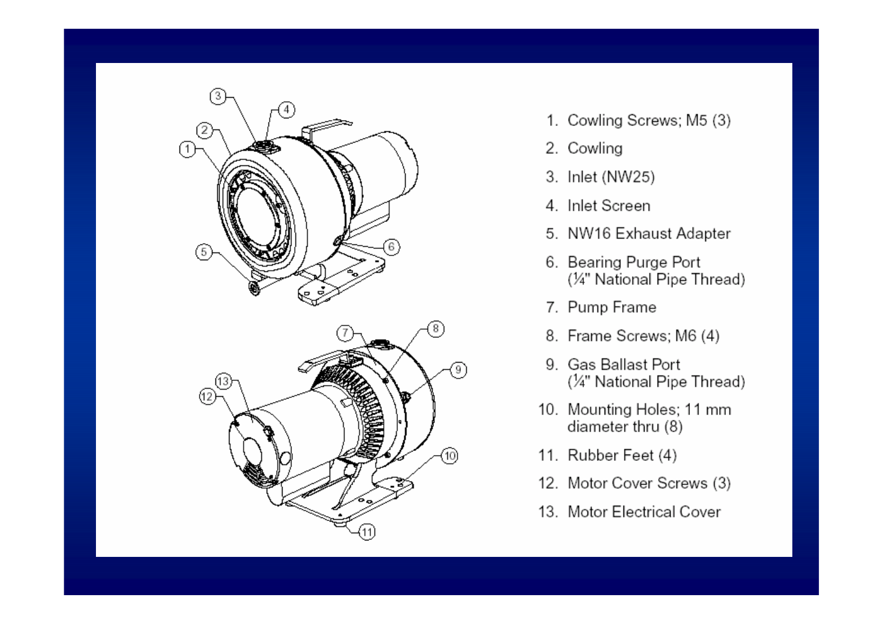1. Cowling Screws; M5 (3)
2. Cowling
3. Inlet (NW25)
4. Inlet Screen
5. NW16 Exhaust Adapter
6. Bearing Purge Port (¼" National Pipe Thread)
7. Pump Frame
8. Frame Screws; M6 (4)
9. Gas Ballast Port (¼" National Pipe Thread)
10. Mounting Holes; 11 mm diameter thru (8)
11. Rubber Feet (4)
12. Motor Cover Screws (3)
13. Motor Electrical Cover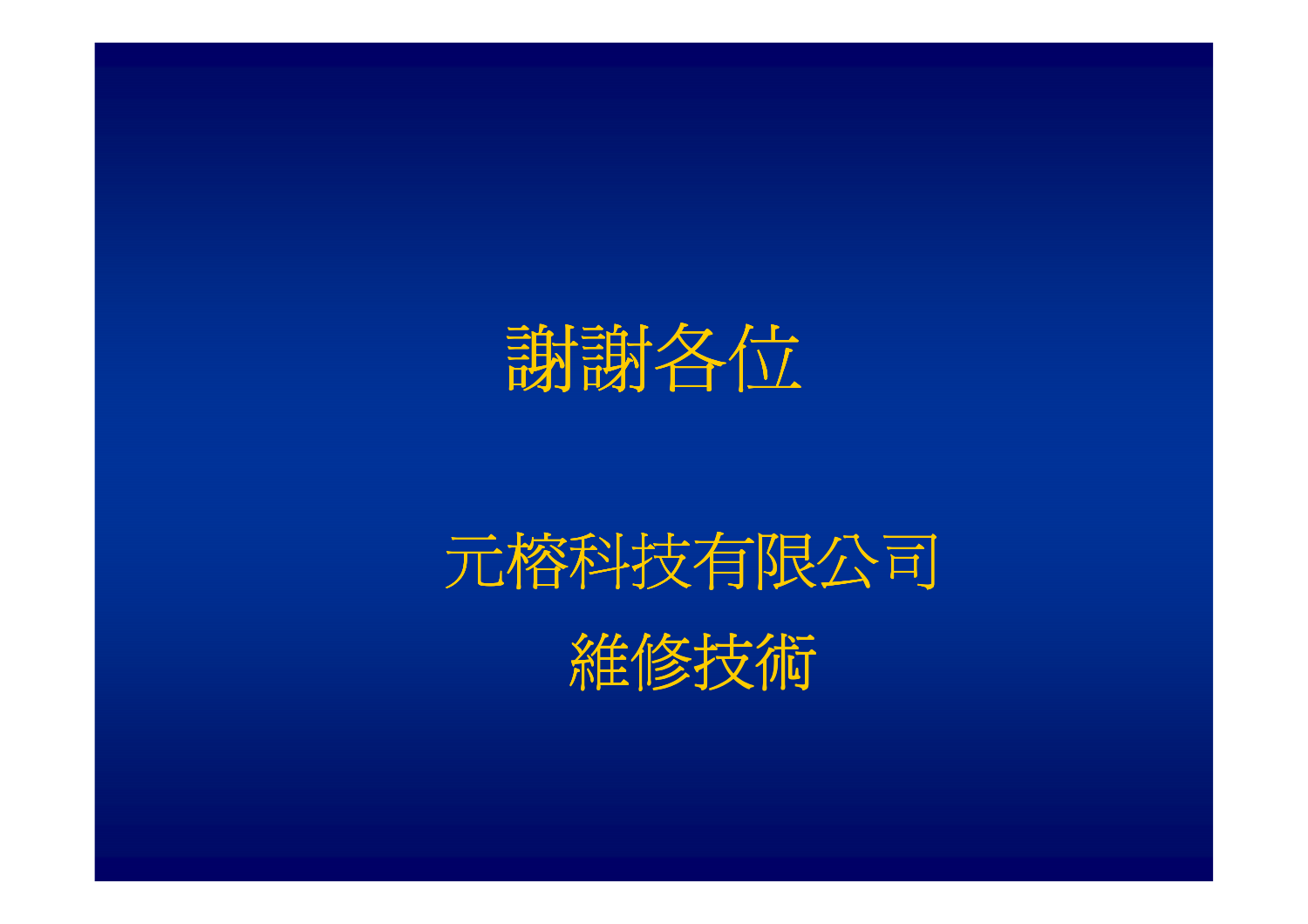# 謝謝各位

元榕科技有限公司

維修技術